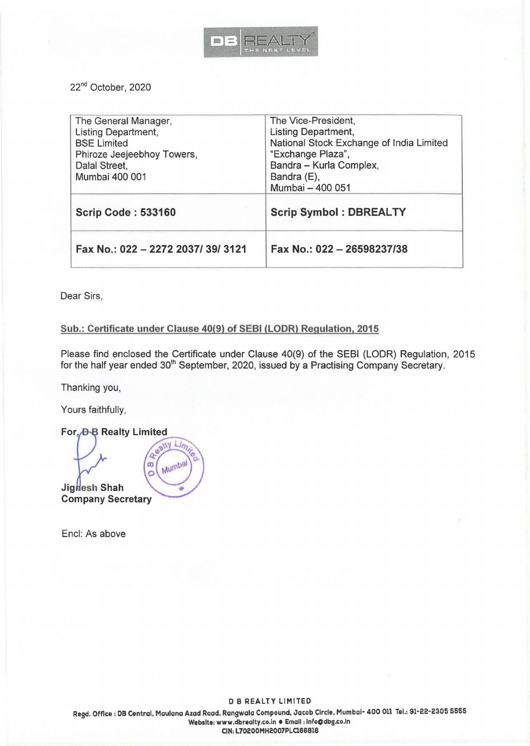DB REALTY
THE NEXT LEVEL

22nd October, 2020

| | |
|---|---|
| The General Manager,<br>Listing Department,<br>BSE Limited<br>Phiroze Jeejeebhoy Towers,<br>Dalal Street,<br>Mumbai 400 001 | The Vice-President,<br>Listing Department,<br>National Stock Exchange of India Limited<br>"Exchange Plaza",<br>Bandra – Kurla Complex,<br>Bandra (E),<br>Mumbai – 400 051 |
| **Scrip Code : 533160** | **Scrip Symbol : DBREALTY** |
| **Fax No.: 022 – 2272 2037/ 39/ 3121** | **Fax No.: 022 – 26598237/38** |

Dear Sirs,

**Sub.: Certificate under Clause 40(9) of SEBI (LODR) Regulation, 2015**

Please find enclosed the Certificate under Clause 40(9) of the SEBI (LODR) Regulation, 2015 for the half year ended 30th September, 2020, issued by a Practising Company Secretary.

Thanking you,

Yours faithfully,

**For, D B Realty Limited**

**Jignesh Shah**
**Company Secretary**

Encl: As above

**D B REALTY LIMITED**
**Regd. Office : DB Central, Maulana Azad Road, Rangwala Compound, Jacob Circle, Mumbai- 400 011 Tel.: 91-22-2305 5555**
**Website: www.dbrealty.co.in • Email : info@dbg.co.in**
**CIN: L70200MH2007PLC166818**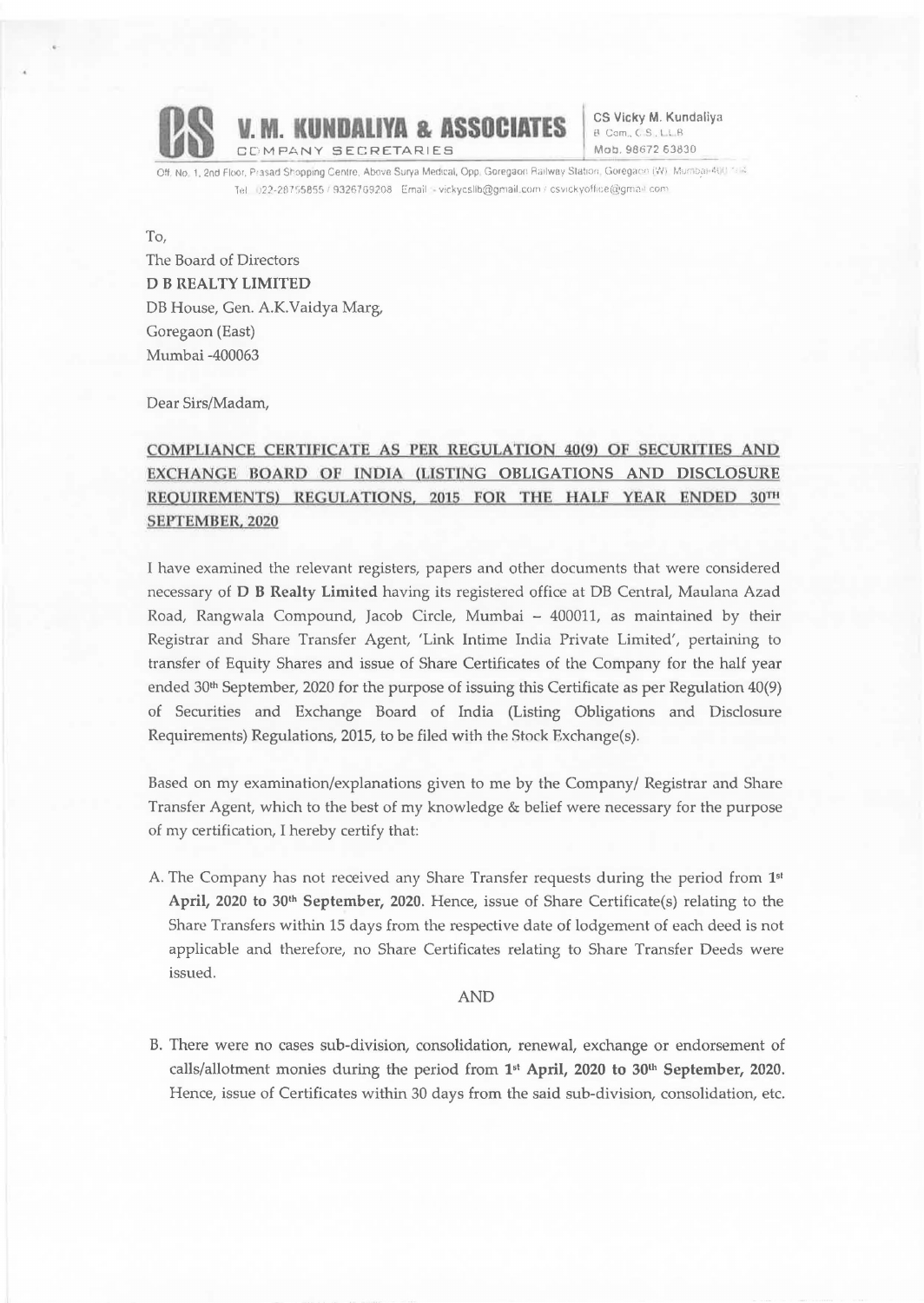**V. M. KUNDALIYA & ASSOCIATES**
COMPANY SECRETARIES

CS Vicky M. Kundaliya
B. Com., C.S., L.L.B
Mob. 98672 63830

Off. No. 1, 2nd Floor, Prasad Shopping Centre, Above Surya Medical, Opp. Goregaon Railway Station, Goregaon (W), Mumbai-400 104
Tel. 022-28755855 / 9326769208 Email :- vickycsllb@gmail.com / csvickyoffice@gmail.com

To,
The Board of Directors
**D B REALTY LIMITED**
DB House, Gen. A.K.Vaidya Marg,
Goregaon (East)
Mumbai -400063

Dear Sirs/Madam,

**COMPLIANCE CERTIFICATE AS PER REGULATION 40(9) OF SECURITIES AND EXCHANGE BOARD OF INDIA (LISTING OBLIGATIONS AND DISCLOSURE REQUIREMENTS) REGULATIONS, 2015 FOR THE HALF YEAR ENDED 30TH SEPTEMBER, 2020**

I have examined the relevant registers, papers and other documents that were considered necessary of **D B Realty Limited** having its registered office at DB Central, Maulana Azad Road, Rangwala Compound, Jacob Circle, Mumbai – 400011, as maintained by their Registrar and Share Transfer Agent, 'Link Intime India Private Limited', pertaining to transfer of Equity Shares and issue of Share Certificates of the Company for the half year ended 30th September, 2020 for the purpose of issuing this Certificate as per Regulation 40(9) of Securities and Exchange Board of India (Listing Obligations and Disclosure Requirements) Regulations, 2015, to be filed with the Stock Exchange(s).

Based on my examination/explanations given to me by the Company/ Registrar and Share Transfer Agent, which to the best of my knowledge & belief were necessary for the purpose of my certification, I hereby certify that:

A. The Company has not received any Share Transfer requests during the period from **1st April, 2020 to 30th September, 2020**. Hence, issue of Share Certificate(s) relating to the Share Transfers within 15 days from the respective date of lodgement of each deed is not applicable and therefore, no Share Certificates relating to Share Transfer Deeds were issued.

AND

B. There were no cases sub-division, consolidation, renewal, exchange or endorsement of calls/allotment monies during the period from **1st April, 2020 to 30th September, 2020.** Hence, issue of Certificates within 30 days from the said sub-division, consolidation, etc.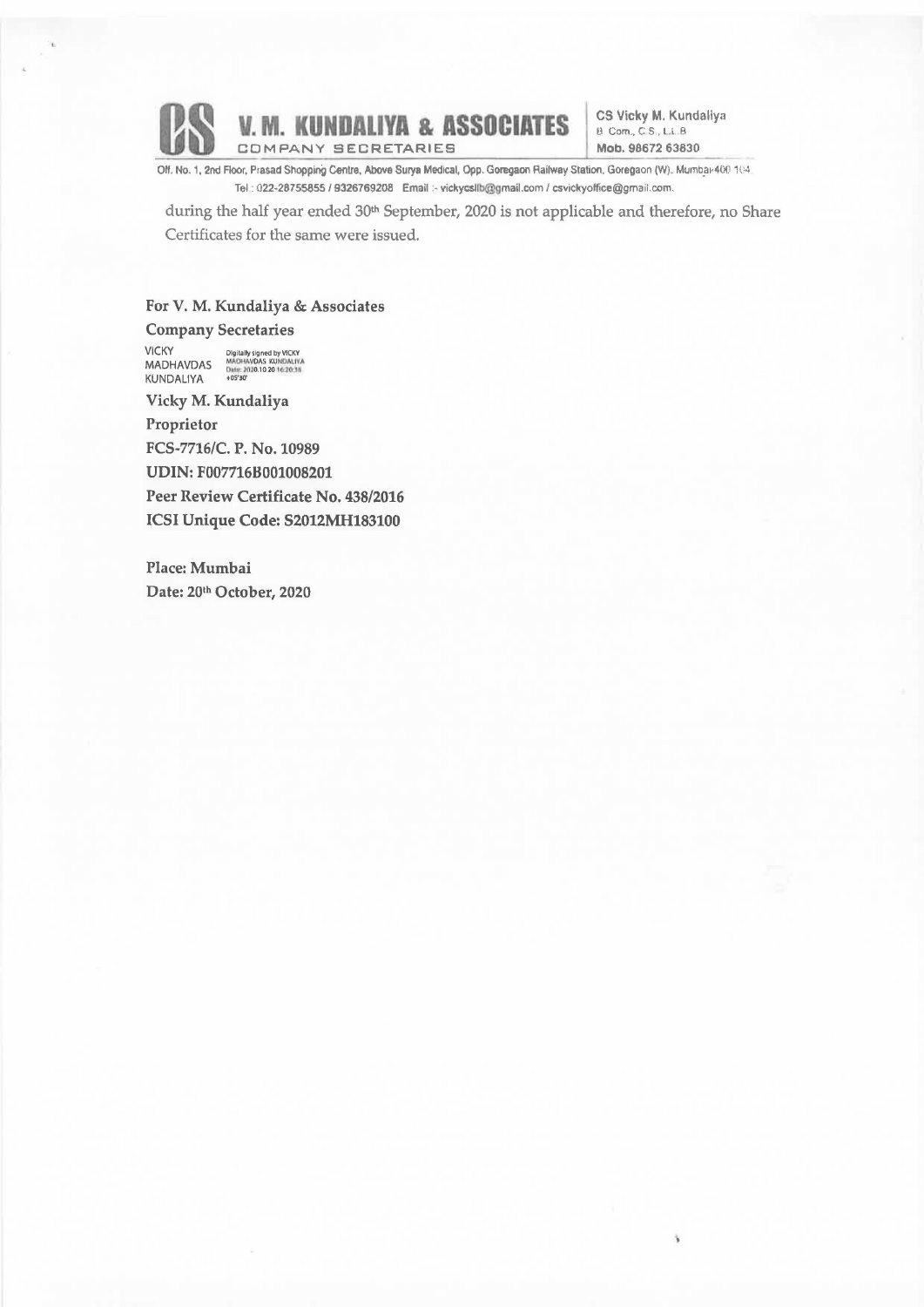during the half year ended 30th September, 2020 is not applicable and therefore, no Share Certificates for the same were issued.

**For V. M. Kundaliya & Associates**

**Company Secretaries**

VICKY MADHAVDAS KUNDALIYA

Digitally signed by VICKY MADHAVDAS KUNDALIYA
Date: 2020.10.20 16:20:35 +05'30'

**Vicky M. Kundaliya**

**Proprietor**

**FCS-7716/C. P. No. 10989**

**UDIN: F007716B001008201**

**Peer Review Certificate No. 438/2016**

**ICSI Unique Code: S2012MH183100**

**Place: Mumbai**

**Date: 20th October, 2020**